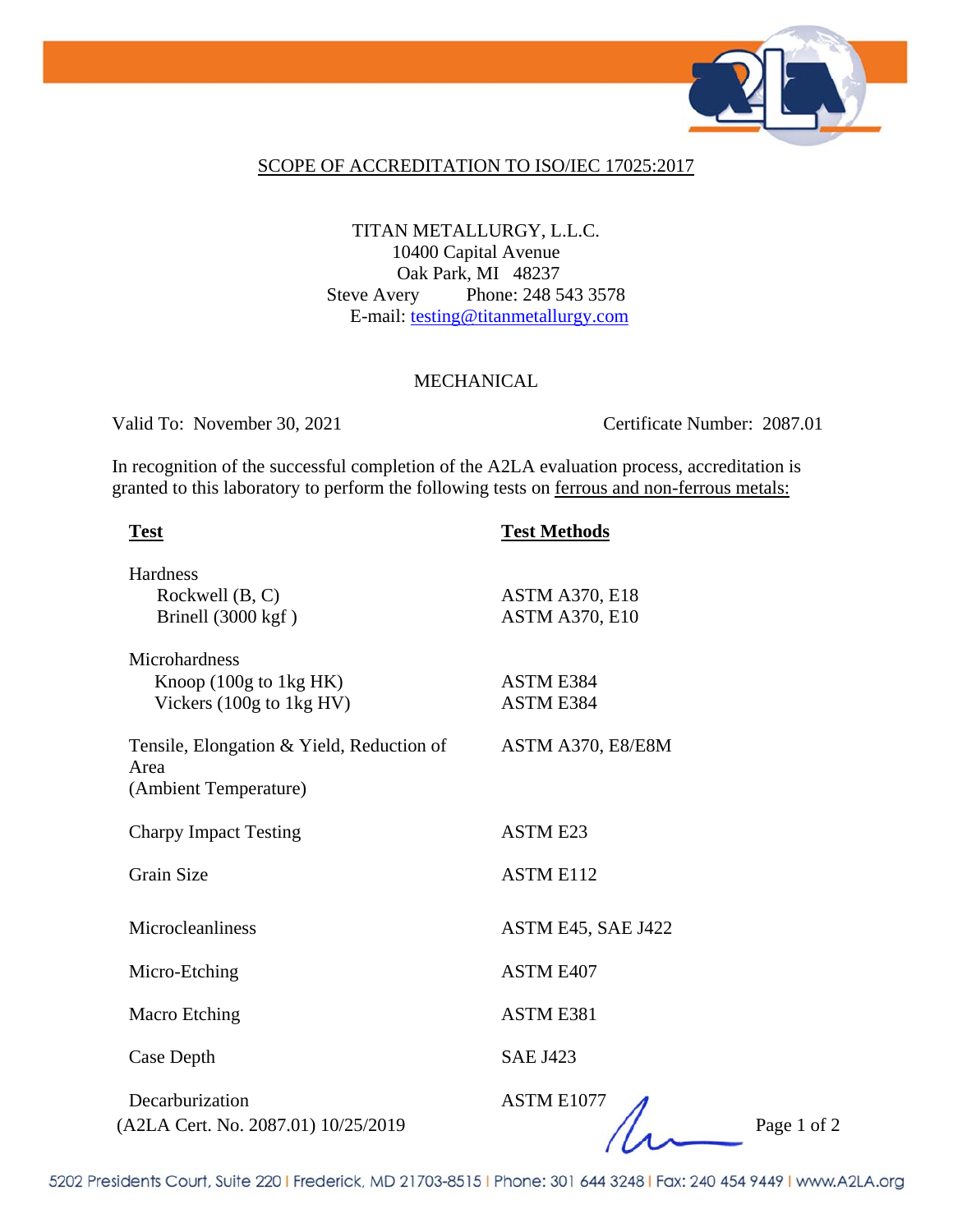## SCOPE OF ACCREDITATION TO ISO/IEC 17025:2017

TITAN METALLURGY, L.L.C.
10400 Capital Avenue
Oak Park, MI 48237
Steve Avery Phone: 248 543 3578
E-mail: testing@titanmetallurgy.com

### MECHANICAL

Valid To: November 30, 2021 Certificate Number: 2087.01

In recognition of the successful completion of the A2LA evaluation process, accreditation is granted to this laboratory to perform the following tests on ferrous and non-ferrous metals:

| **Test** | **Test Methods** |
|---|---|
| Hardness | |
| Rockwell (B, C) | ASTM A370, E18 |
| Brinell (3000 kgf ) | ASTM A370, E10 |
| Microhardness | |
| Knoop (100g to 1kg HK) | ASTM E384 |
| Vickers (100g to 1kg HV) | ASTM E384 |
| Tensile, Elongation & Yield, Reduction of Area (Ambient Temperature) | ASTM A370, E8/E8M |
| Charpy Impact Testing | ASTM E23 |
| Grain Size | ASTM E112 |
| Microcleanliness | ASTM E45, SAE J422 |
| Micro-Etching | ASTM E407 |
| Macro Etching | ASTM E381 |
| Case Depth | SAE J423 |
| Decarburization | ASTM E1077 |

(A2LA Cert. No. 2087.01) 10/25/2019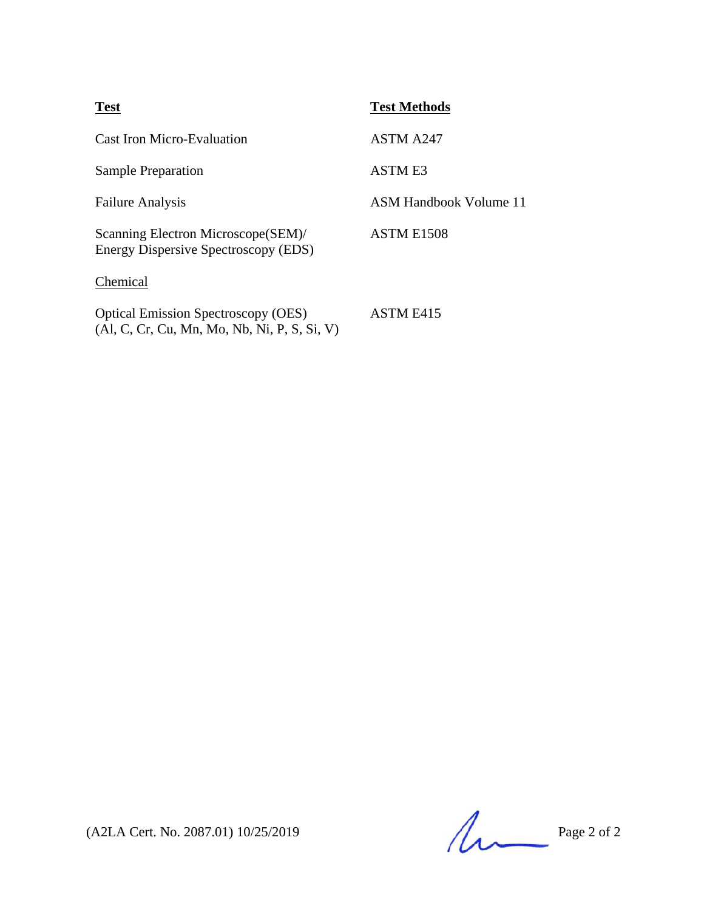| **Test** | **Test Methods** |
| --- | --- |
| Cast Iron Micro-Evaluation | ASTM A247 |
| Sample Preparation | ASTM E3 |
| Failure Analysis | ASM Handbook Volume 11 |
| Scanning Electron Microscope(SEM)/ Energy Dispersive Spectroscopy (EDS) | ASTM E1508 |
| Chemical | |
| Optical Emission Spectroscopy (OES) (Al, C, Cr, Cu, Mn, Mo, Nb, Ni, P, S, Si, V) | ASTM E415 |

(A2LA Cert. No. 2087.01) 10/25/2019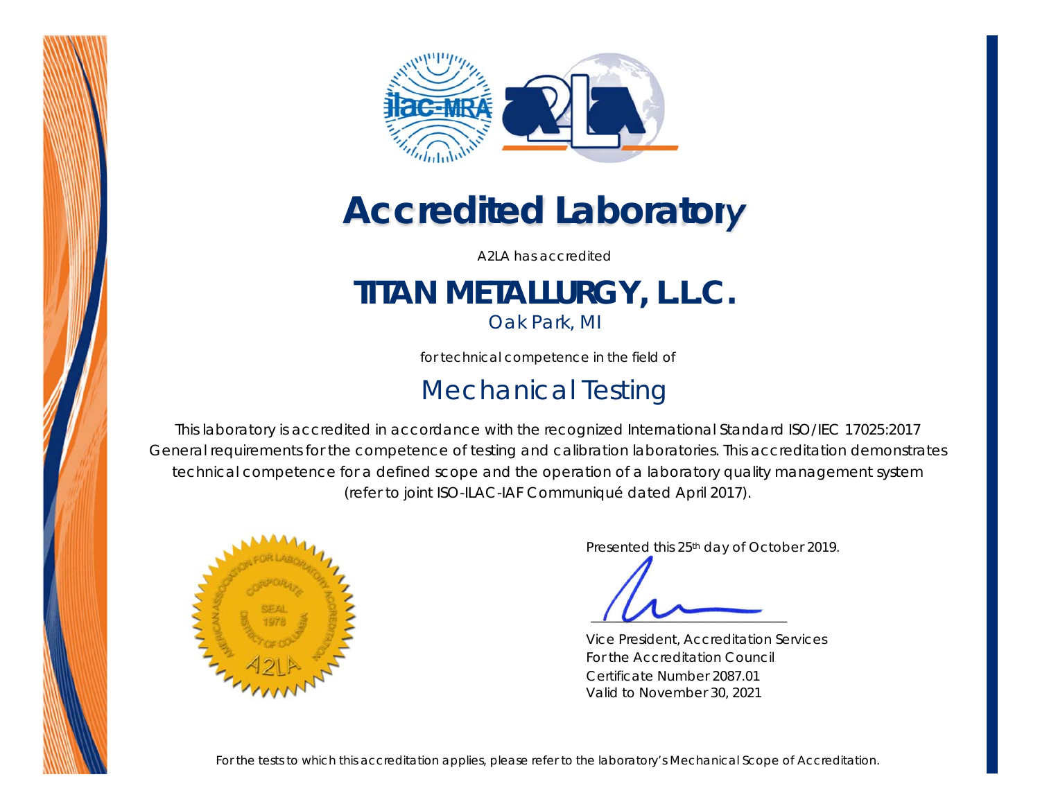# Accredited Laboratory

A2LA has accredited

## TITAN METALLURGY, L.L.C.

Oak Park, MI

for technical competence in the field of

## Mechanical Testing

This laboratory is accredited in accordance with the recognized International Standard ISO/IEC 17025:2017 General requirements for the competence of testing and calibration laboratories. This accreditation demonstrates technical competence for a defined scope and the operation of a laboratory quality management system (refer to joint ISO-ILAC-IAF Communiqué dated April 2017).

Presented this 25th day of October 2019.

Vice President, Accreditation Services
For the Accreditation Council
Certificate Number 2087.01
Valid to November 30, 2021

For the tests to which this accreditation applies, please refer to the laboratory's Mechanical Scope of Accreditation.